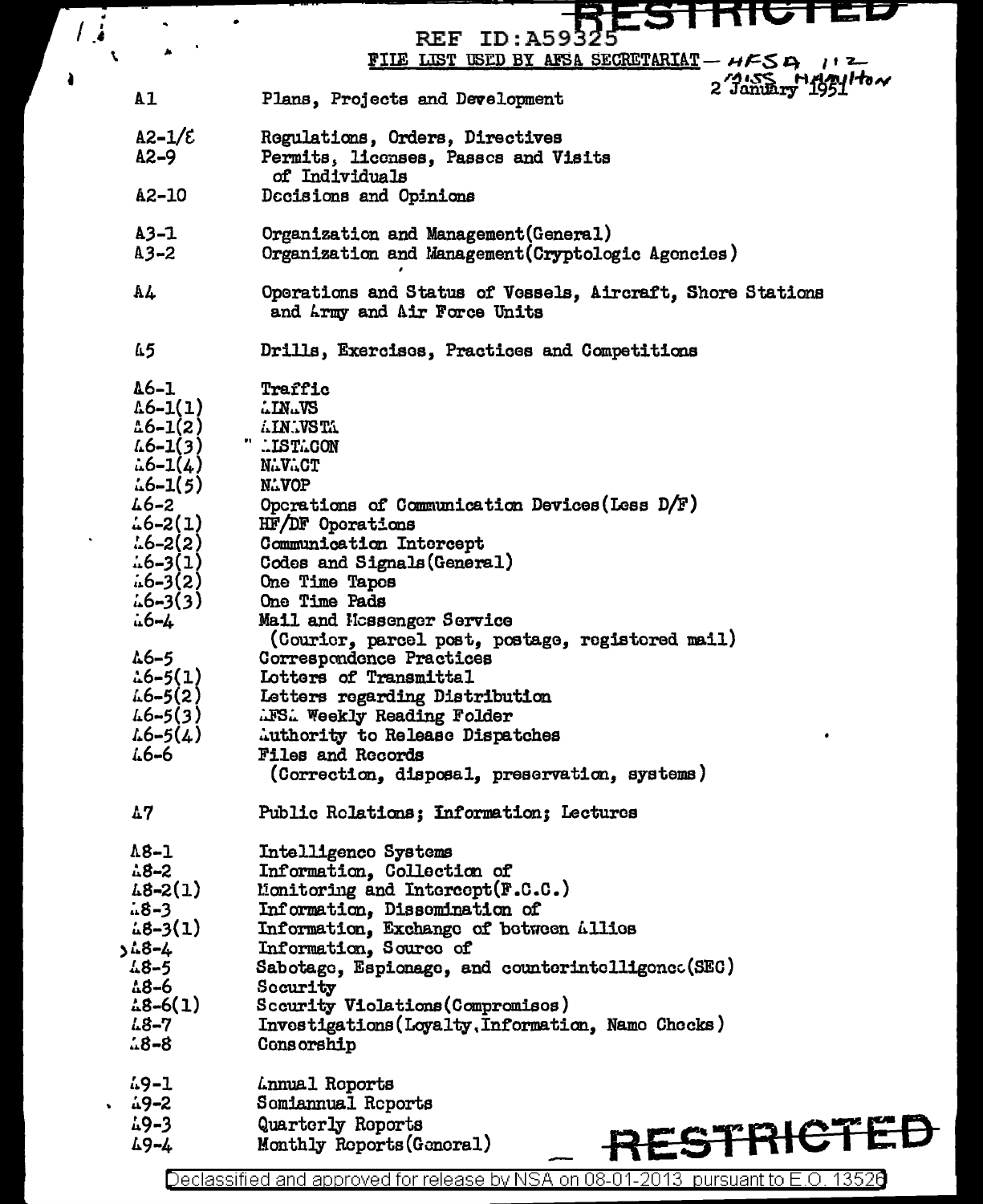RESTRICTED

REF ID:A59325

FILE LIST USED BY AFSA SECRETARIAT — HFSA 112
MISS HAMILTON
2 January 1951

| | |
|---|---|
| A1 | Plans, Projects and Development |
| A2-1/8 | Regulations, Orders, Directives |
| A2-9 | Permits, licenses, Passes and Visits of Individuals |
| A2-10 | Decisions and Opinions |
| A3-1 | Organization and Management(General) |
| A3-2 | Organization and Management(Cryptologic Agencies) |
| A4 | Operations and Status of Vessels, Aircraft, Shore Stations and Army and Air Force Units |
| A5 | Drills, Exercises, Practices and Competitions |
| A6-1 | Traffic |
| A6-1(1) | AINAVS |
| A6-1(2) | AINAVSTA |
| A6-1(3) | ALSTACON |
| A6-1(4) | NAVACT |
| A6-1(5) | NAVOP |
| A6-2 | Operations of Communication Devices(Less D/F) |
| A6-2(1) | HF/DF Operations |
| A6-2(2) | Communication Intercept |
| A6-3(1) | Codes and Signals(General) |
| A6-3(2) | One Time Tapes |
| A6-3(3) | One Time Pads |
| A6-4 | Mail and Messenger Service (Courier, parcel post, postage, registered mail) |
| A6-5 | Correspondence Practices |
| A6-5(1) | Letters of Transmittal |
| A6-5(2) | Letters regarding Distribution |
| A6-5(3) | AFSA Weekly Reading Folder |
| A6-5(4) | Authority to Release Dispatches |
| A6-6 | Files and Records (Correction, disposal, preservation, systems) |
| A7 | Public Relations; Information; Lectures |
| A8-1 | Intelligence Systems |
| A8-2 | Information, Collection of |
| A8-2(1) | Monitoring and Intercept(F.C.C.) |
| A8-3 | Information, Dissemination of |
| A8-3(1) | Information, Exchange of between Allies |
| A8-4 | Information, Source of |
| A8-5 | Sabotage, Espionage, and counterintelligence(SEC) |
| A8-6 | Security |
| A8-6(1) | Security Violations(Compromises) |
| A8-7 | Investigations(Loyalty,Information, Name Checks) |
| A8-8 | Censorship |
| A9-1 | Annual Reports |
| A9-2 | Semiannual Reports |
| A9-3 | Quarterly Reports |
| A9-4 | Monthly Reports(General) |

RESTRICTED

Declassified and approved for release by NSA on 08-01-2013 pursuant to E.O. 13526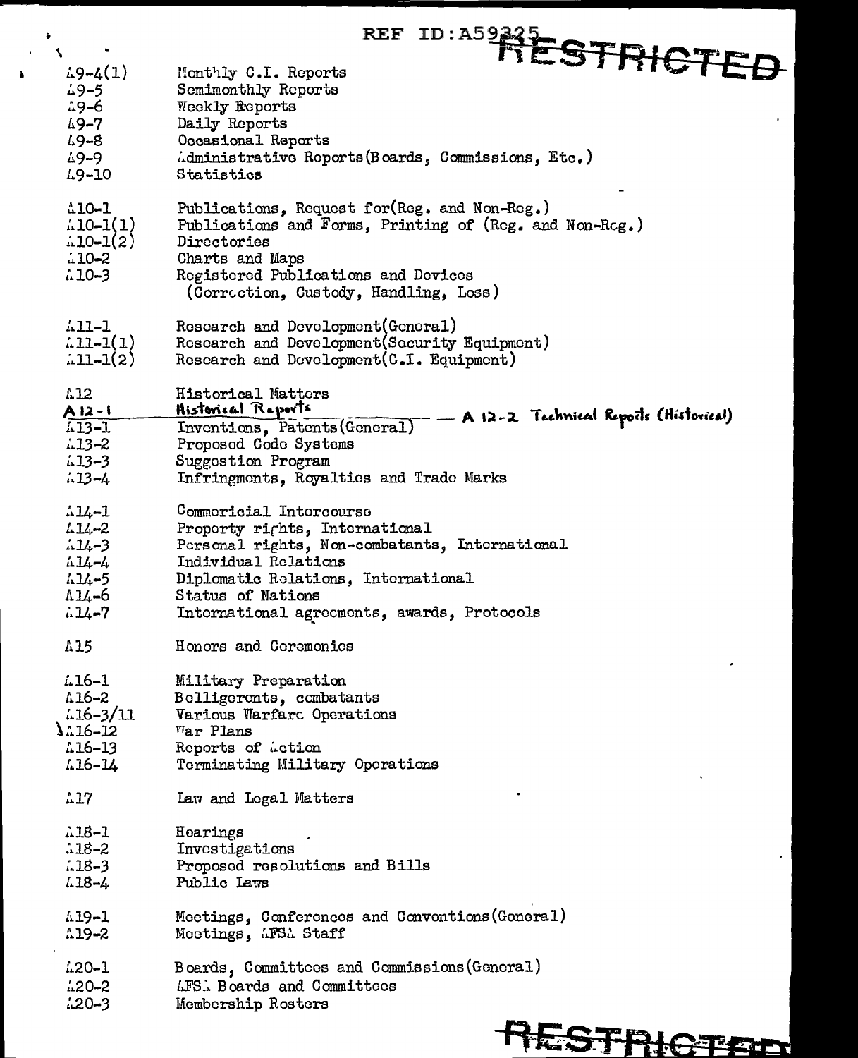REF ID:A59325 RESTRICTED

| | |
|---|---|
| A9-4(1) | Monthly C.I. Reports |
| A9-5 | Semimonthly Reports |
| A9-6 | Weekly Reports |
| A9-7 | Daily Reports |
| A9-8 | Occasional Reports |
| A9-9 | Administrative Reports(Boards, Commissions, Etc.) |
| A9-10 | Statistics |
| A10-1 | Publications, Request for(Reg. and Non-Reg.) |
| A10-1(1) | Publications and Forms, Printing of (Reg. and Non-Reg.) |
| A10-1(2) | Directories |
| A10-2 | Charts and Maps |
| A10-3 | Registered Publications and Devices (Correction, Custody, Handling, Loss) |
| A11-1 | Research and Development(General) |
| A11-1(1) | Research and Development(Security Equipment) |
| A11-1(2) | Research and Development(C.I. Equipment) |
| A12 | Historical Matters |
| A12-1 | Historical Reports — A 12-2 Technical Reports (Historical) |
| A13-1 | Inventions, Patents(General) |
| A13-2 | Proposed Code Systems |
| A13-3 | Suggestion Program |
| A13-4 | Infringments, Royalties and Trade Marks |
| A14-1 | Commericial Intercourse |
| A14-2 | Property rights, International |
| A14-3 | Personal rights, Non-combatants, International |
| A14-4 | Individual Relations |
| A14-5 | Diplomatic Relations, International |
| A14-6 | Status of Nations |
| A14-7 | International agreements, awards, Protocols |
| A15 | Honors and Ceremonies |
| A16-1 | Military Preparation |
| A16-2 | Belligerents, combatants |
| A16-3/11 | Various Warfare Operations |
| A16-12 | War Plans |
| A16-13 | Reports of Action |
| A16-14 | Terminating Military Operations |
| A17 | Law and Legal Matters |
| A18-1 | Hearings |
| A18-2 | Investigations |
| A18-3 | Proposed resolutions and Bills |
| A18-4 | Public Laws |
| A19-1 | Meetings, Conferences and Conventions(General) |
| A19-2 | Meetings, AFSA Staff |
| A20-1 | Boards, Committees and Commissions(General) |
| A20-2 | AFSA Boards and Committees |
| A20-3 | Membership Rosters |

RESTRICTED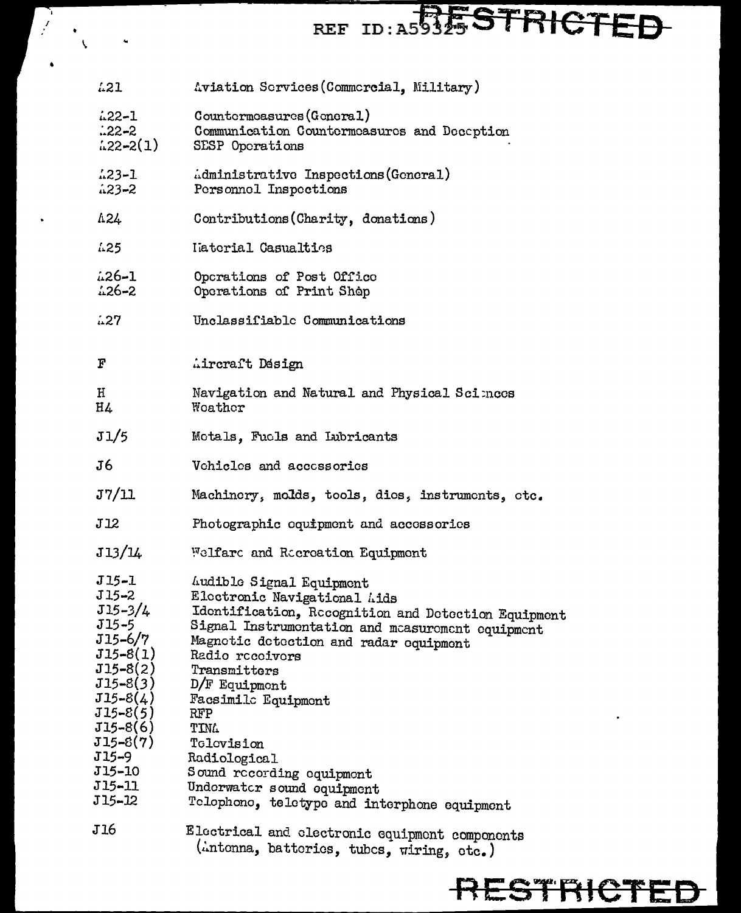| | |
|---|---|
| A21 | Aviation Services(Commercial, Military) |
| A22-1 | Countermeasures(General) |
| A22-2 | Communication Countermeasures and Deception |
| A22-2(1) | SESP Operations |
| A23-1 | Administrative Inspections(General) |
| A23-2 | Personnel Inspections |
| A24 | Contributions(Charity, donations) |
| A25 | Material Casualties |
| A26-1 | Operations of Post Office |
| A26-2 | Operations of Print Shop |
| A27 | Unclassifiable Communications |
| F | Aircraft Design |
| H | Navigation and Natural and Physical Sciences |
| H4 | Weather |
| J1/5 | Metals, Fuels and Lubricants |
| J6 | Vehicles and accessories |
| J7/11 | Machinery, molds, tools, dies, instruments, etc. |
| J12 | Photographic equipment and accessories |
| J13/14 | Welfare and Recreation Equipment |
| J15-1 | Audible Signal Equipment |
| J15-2 | Electronic Navigational Aids |
| J15-3/4 | Identification, Recognition and Detection Equipment |
| J15-5 | Signal Instrumentation and measurement equipment |
| J15-6/7 | Magnetic detection and radar equipment |
| J15-8(1) | Radio receivers |
| J15-8(2) | Transmitters |
| J15-8(3) | D/F Equipment |
| J15-8(4) | Facsimile Equipment |
| J15-8(5) | RFP |
| J15-8(6) | TINA |
| J15-8(7) | Television |
| J15-9 | Radiological |
| J15-10 | Sound recording equipment |
| J15-11 | Underwater sound equipment |
| J15-12 | Telephone, teletype and interphone equipment |
| J16 | Electrical and electronic equipment components (Antenna, batteries, tubes, wiring, etc.) |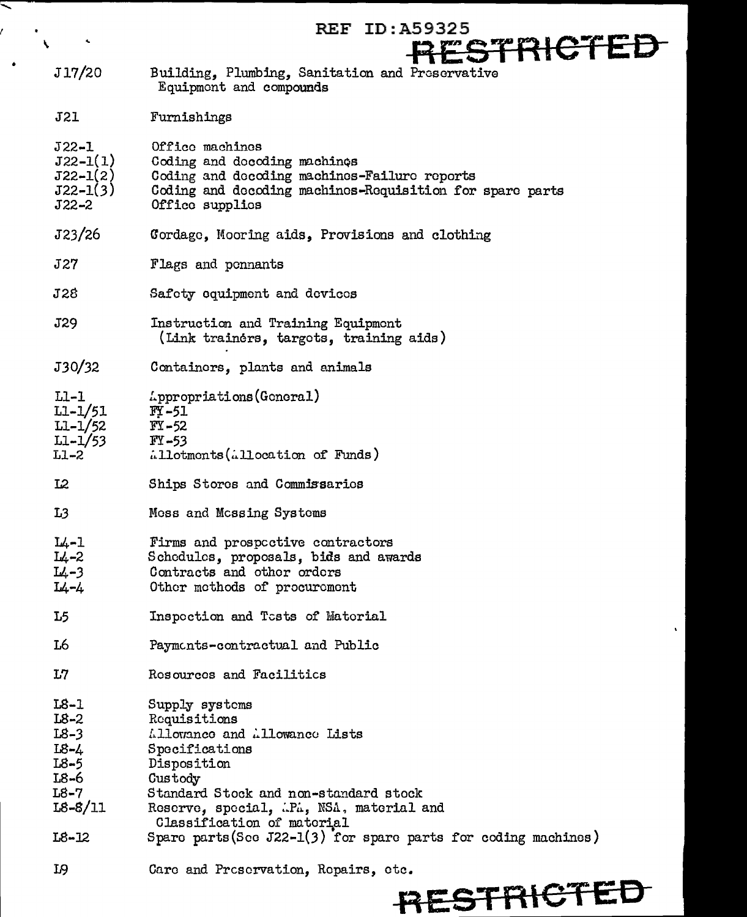REF ID:A59325

RESTRICTED

| | |
|---|---|
| J17/20 | Building, Plumbing, Sanitation and Preservative Equipment and compounds |
| J21 | Furnishings |
| J22-1 | Office machines |
| J22-1(1) | Coding and decoding machines |
| J22-1(2) | Coding and decoding machines-Failure reports |
| J22-1(3) | Coding and decoding machines-Requisition for spare parts |
| J22-2 | Office supplies |
| J23/26 | Cordage, Mooring aids, Provisions and clothing |
| J27 | Flags and pennants |
| J28 | Safety equipment and devices |
| J29 | Instruction and Training Equipment (Link trainers, targets, training aids) |
| J30/32 | Containers, plants and animals |
| L1-1 | Appropriations(General) |
| L1-1/51 | FY-51 |
| L1-1/52 | FY-52 |
| L1-1/53 | FY-53 |
| L1-2 | Allotments(Allocation of Funds) |
| L2 | Ships Stores and Commissaries |
| L3 | Mess and Messing Systems |
| L4-1 | Firms and prospective contractors |
| L4-2 | Schedules, proposals, bids and awards |
| L4-3 | Contracts and other orders |
| L4-4 | Other methods of procurement |
| L5 | Inspection and Tests of Material |
| L6 | Payments-contractual and Public |
| L7 | Resources and Facilities |
| L8-1 | Supply systems |
| L8-2 | Requisitions |
| L8-3 | Allowance and Allowance Lists |
| L8-4 | Specifications |
| L8-5 | Disposition |
| L8-6 | Custody |
| L8-7 | Standard Stock and non-standard stock |
| L8-8/11 | Reserve, special, APA, NSA, material and Classification of material |
| L8-12 | Spare parts(See J22-1(3) for spare parts for coding machines) |
| L9 | Care and Preservation, Repairs, etc. |

RESTRICTED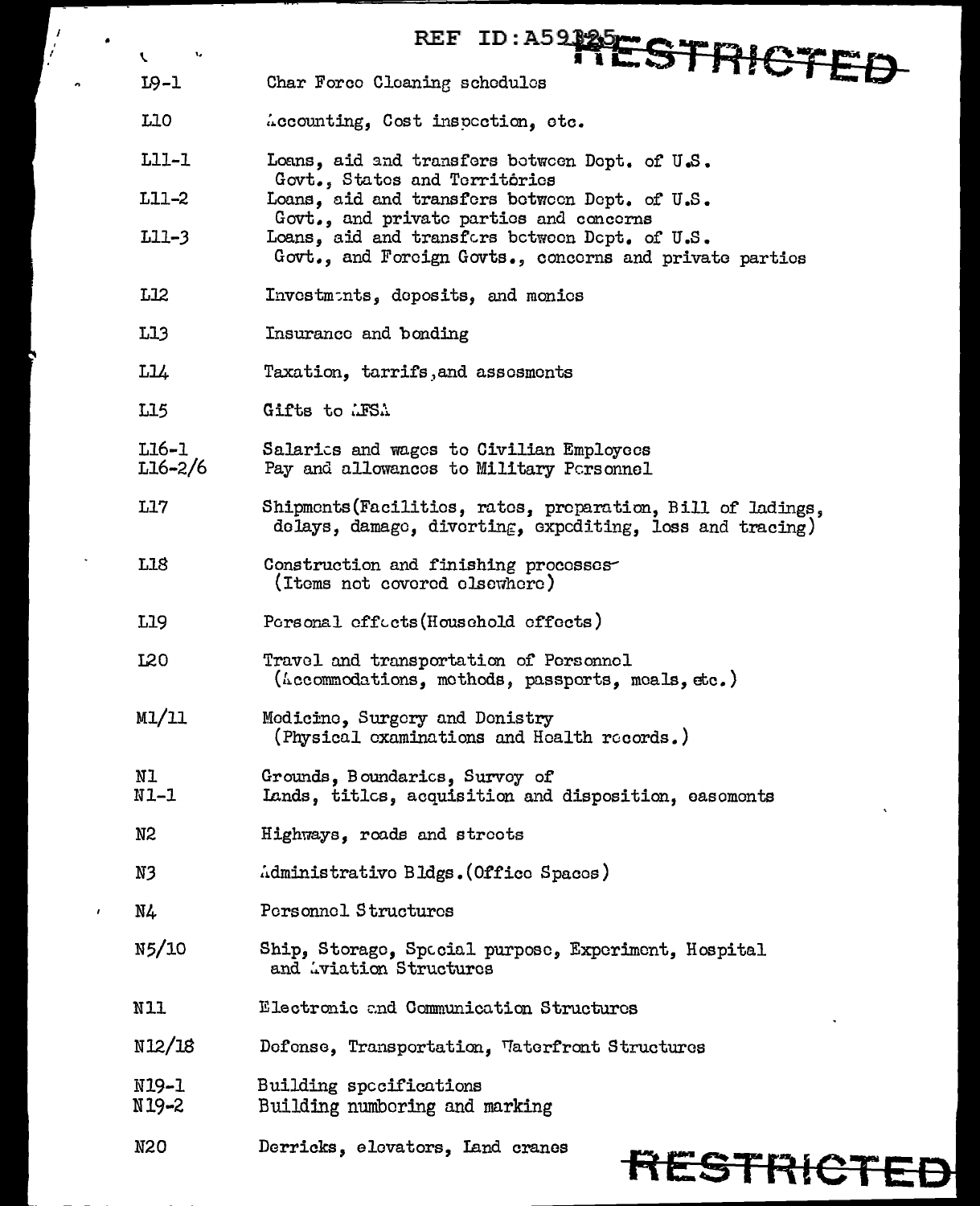REF ID:A59125 RESTRICTED

| | |
|---|---|
| L9-1 | Char Force Cleaning schedules |
| L10 | Accounting, Cost inspection, etc. |
| L11-1 | Loans, aid and transfers between Dept. of U.S. Govt., States and Territories |
| L11-2 | Loans, aid and transfers between Dept. of U.S. Govt., and private parties and concerns |
| L11-3 | Loans, aid and transfers between Dept. of U.S. Govt., and Foreign Govts., concerns and private parties |
| L12 | Investments, deposits, and monies |
| L13 | Insurance and bonding |
| L14 | Taxation, tarrifs, and assessments |
| L15 | Gifts to AFSA |
| L16-1 | Salaries and wages to Civilian Employees |
| L16-2/6 | Pay and allowances to Military Personnel |
| L17 | Shipments (Facilities, rates, preparation, Bill of ladings, delays, damage, diverting, expediting, loss and tracing) |
| L18 | Construction and finishing processes (Items not covered elsewhere) |
| L19 | Personal effects (Household effects) |
| L20 | Travel and transportation of Personnel (Accommodations, methods, passports, meals, etc.) |
| M1/11 | Medicine, Surgery and Denistry (Physical examinations and Health records.) |
| N1 | Grounds, Boundaries, Survey of |
| N1-1 | Lands, titles, acquisition and disposition, easements |
| N2 | Highways, roads and streets |
| N3 | Administrative Bldgs. (Office Spaces) |
| N4 | Personnel Structures |
| N5/10 | Ship, Storage, Special purpose, Experiment, Hospital and Aviation Structures |
| N11 | Electronic and Communication Structures |
| N12/18 | Defense, Transportation, Waterfront Structures |
| N19-1 | Building specifications |
| N19-2 | Building numbering and marking |
| N20 | Derricks, elevators, land cranes |

RESTRICTED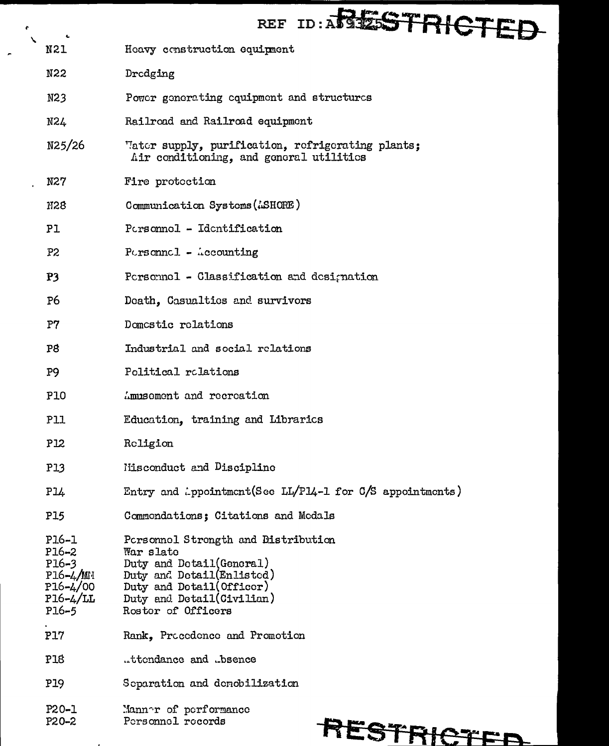REF ID:A59325 RESTRICTED

| | |
|---|---|
| N21 | Heavy construction equipment |
| N22 | Dredging |
| N23 | Power generating equipment and structures |
| N24 | Railroad and Railroad equipment |
| N25/26 | Water supply, purification, refrigerating plants; Air conditioning, and general utilities |
| N27 | Fire protection |
| N28 | Communication Systems(ASHORE) |
| P1 | Personnel - Identification |
| P2 | Personnel - Accounting |
| P3 | Personnel - Classification and designation |
| P6 | Death, Casualties and survivors |
| P7 | Domestic relations |
| P8 | Industrial and social relations |
| P9 | Political relations |
| P10 | Amusement and recreation |
| P11 | Education, training and Libraries |
| P12 | Religion |
| P13 | Misconduct and Discipline |
| P14 | Entry and Appointment(See LL/P14-1 for C/S appointments) |
| P15 | Commendations; Citations and Medals |
| P16-1 | Personnel Strength and Distribution |
| P16-2 | War slate |
| P16-3 | Duty and Detail(General) |
| P16-4/MM | Duty and Detail(Enlisted) |
| P16-4/00 | Duty and Detail(Officer) |
| P16-4/LL | Duty and Detail(Civilian) |
| P16-5 | Roster of Officers |
| P17 | Rank, Precedence and Promotion |
| P18 | Attendance and Absence |
| P19 | Separation and demobilization |
| P20-1 | Manner of performance |
| P20-2 | Personnel records |

RESTRICTED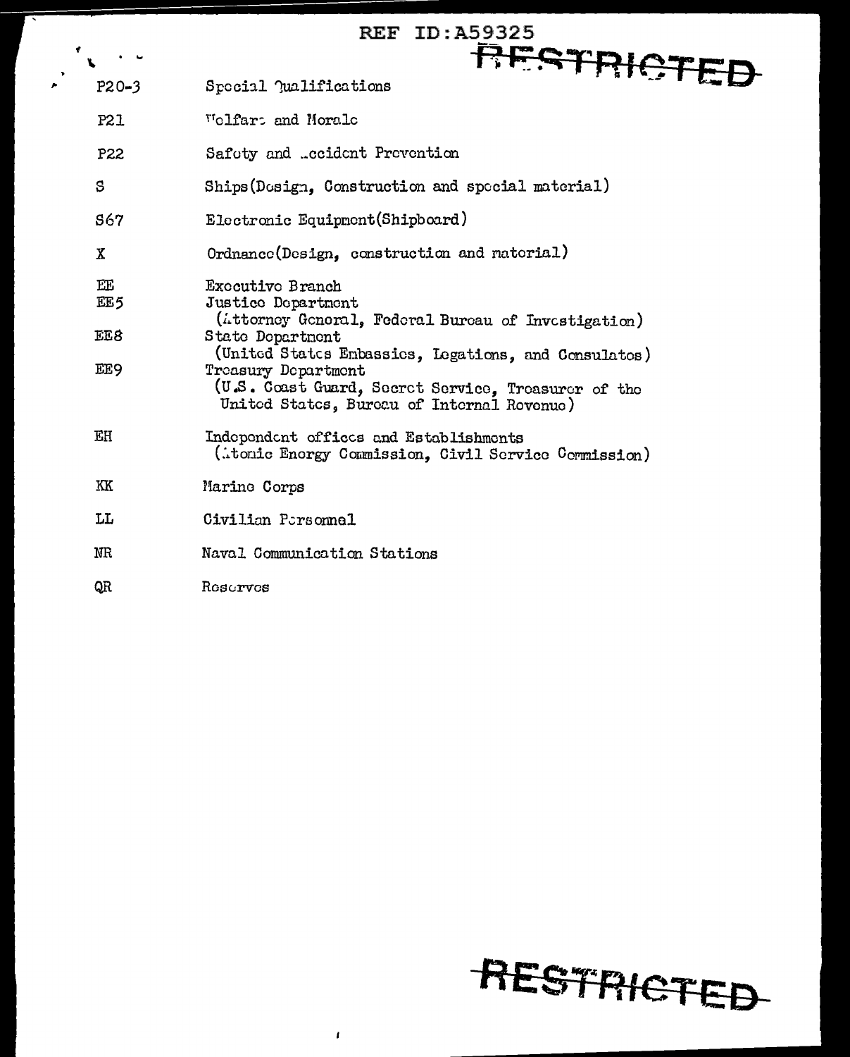REF ID:A59325

RESTRICTED

| | |
|---|---|
| P20-3 | Special Qualifications |
| P21 | Welfare and Morale |
| P22 | Safety and Accident Prevention |
| S | Ships(Design, Construction and special material) |
| S67 | Electronic Equipment(Shipboard) |
| X | Ordnance(Design, construction and material) |
| EE | Executive Branch |
| EE5 | Justice Department (Attorney General, Federal Bureau of Investigation) |
| EE8 | State Department (United States Embassies, Legations, and Consulates) |
| EE9 | Treasury Department (U.S. Coast Guard, Secret Service, Treasurer of the United States, Bureau of Internal Revenue) |
| EH | Independent offices and Establishments (Atomic Energy Commission, Civil Service Commission) |
| KK | Marine Corps |
| LL | Civilian Personnel |
| NR | Naval Communication Stations |
| QR | Reserves |

RESTRICTED